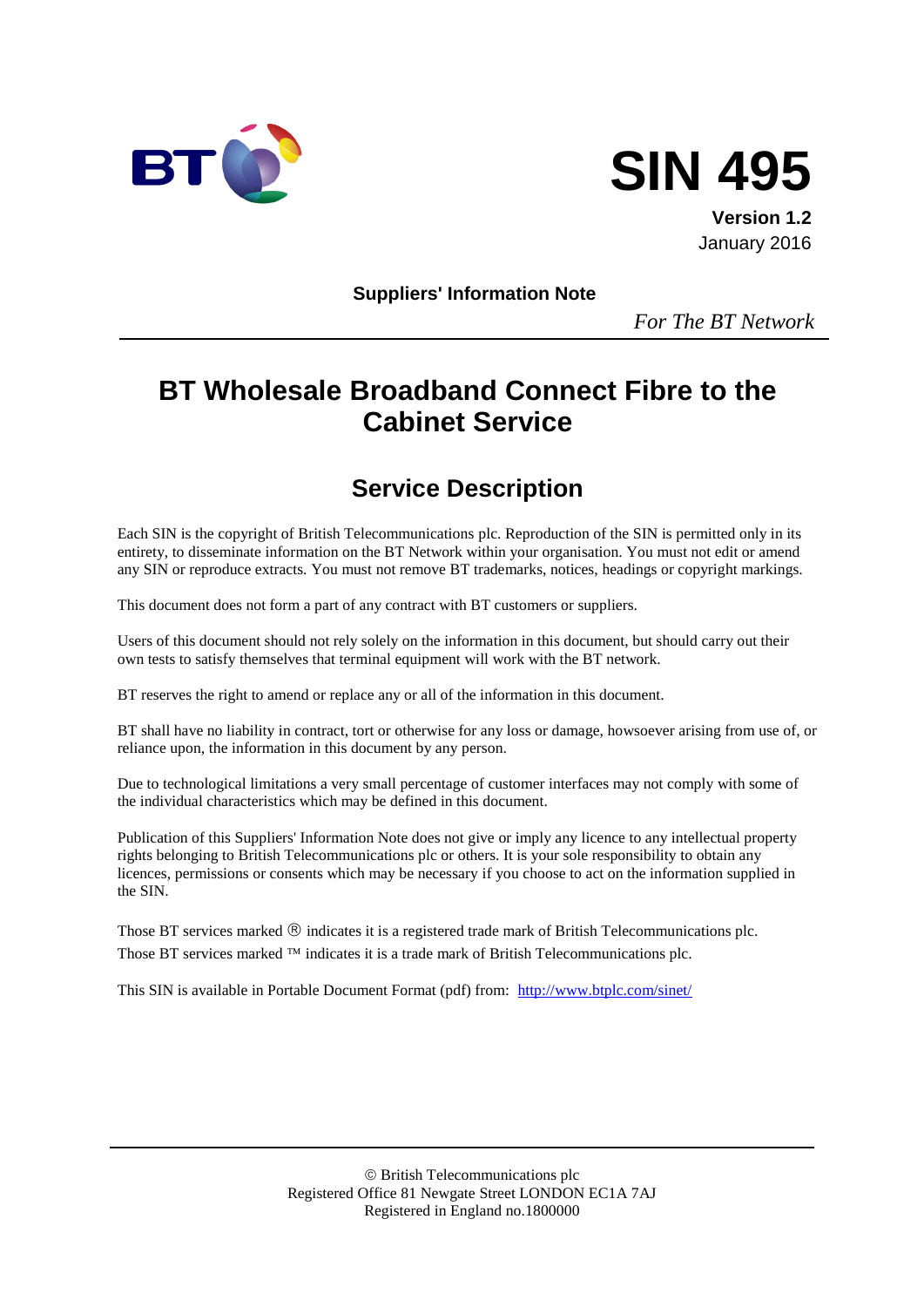# SIN 495

**Version 1.2**
January 2016

**Suppliers' Information Note**

*For The BT Network*

# BT Wholesale Broadband Connect Fibre to the Cabinet Service

## Service Description

Each SIN is the copyright of British Telecommunications plc. Reproduction of the SIN is permitted only in its entirety, to disseminate information on the BT Network within your organisation. You must not edit or amend any SIN or reproduce extracts. You must not remove BT trademarks, notices, headings or copyright markings.

This document does not form a part of any contract with BT customers or suppliers.

Users of this document should not rely solely on the information in this document, but should carry out their own tests to satisfy themselves that terminal equipment will work with the BT network.

BT reserves the right to amend or replace any or all of the information in this document.

BT shall have no liability in contract, tort or otherwise for any loss or damage, howsoever arising from use of, or reliance upon, the information in this document by any person.

Due to technological limitations a very small percentage of customer interfaces may not comply with some of the individual characteristics which may be defined in this document.

Publication of this Suppliers' Information Note does not give or imply any licence to any intellectual property rights belonging to British Telecommunications plc or others. It is your sole responsibility to obtain any licences, permissions or consents which may be necessary if you choose to act on the information supplied in the SIN.

Those BT services marked ® indicates it is a registered trade mark of British Telecommunications plc.
Those BT services marked ™ indicates it is a trade mark of British Telecommunications plc.

This SIN is available in Portable Document Format (pdf) from: http://www.btplc.com/sinet/

© British Telecommunications plc
Registered Office 81 Newgate Street LONDON EC1A 7AJ
Registered in England no.1800000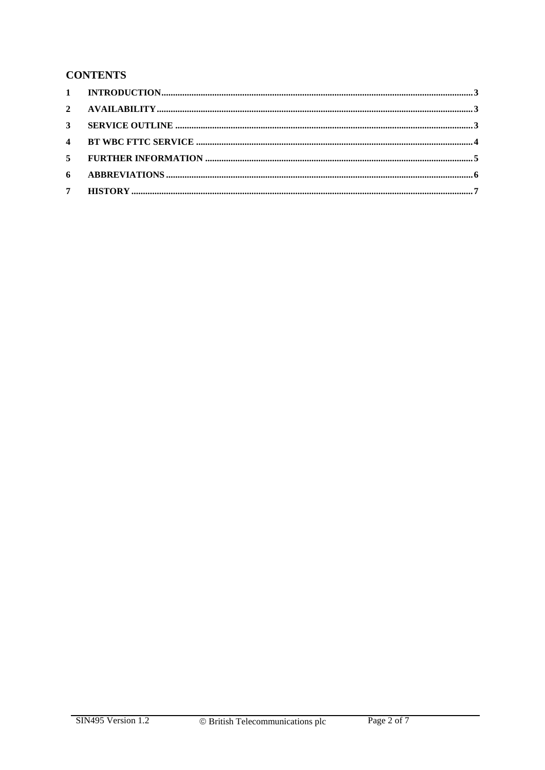## CONTENTS

1 INTRODUCTION .......... 3
2 AVAILABILITY .......... 3
3 SERVICE OUTLINE .......... 3
4 BT WBC FTTC SERVICE .......... 4
5 FURTHER INFORMATION .......... 5
6 ABBREVIATIONS .......... 6
7 HISTORY .......... 7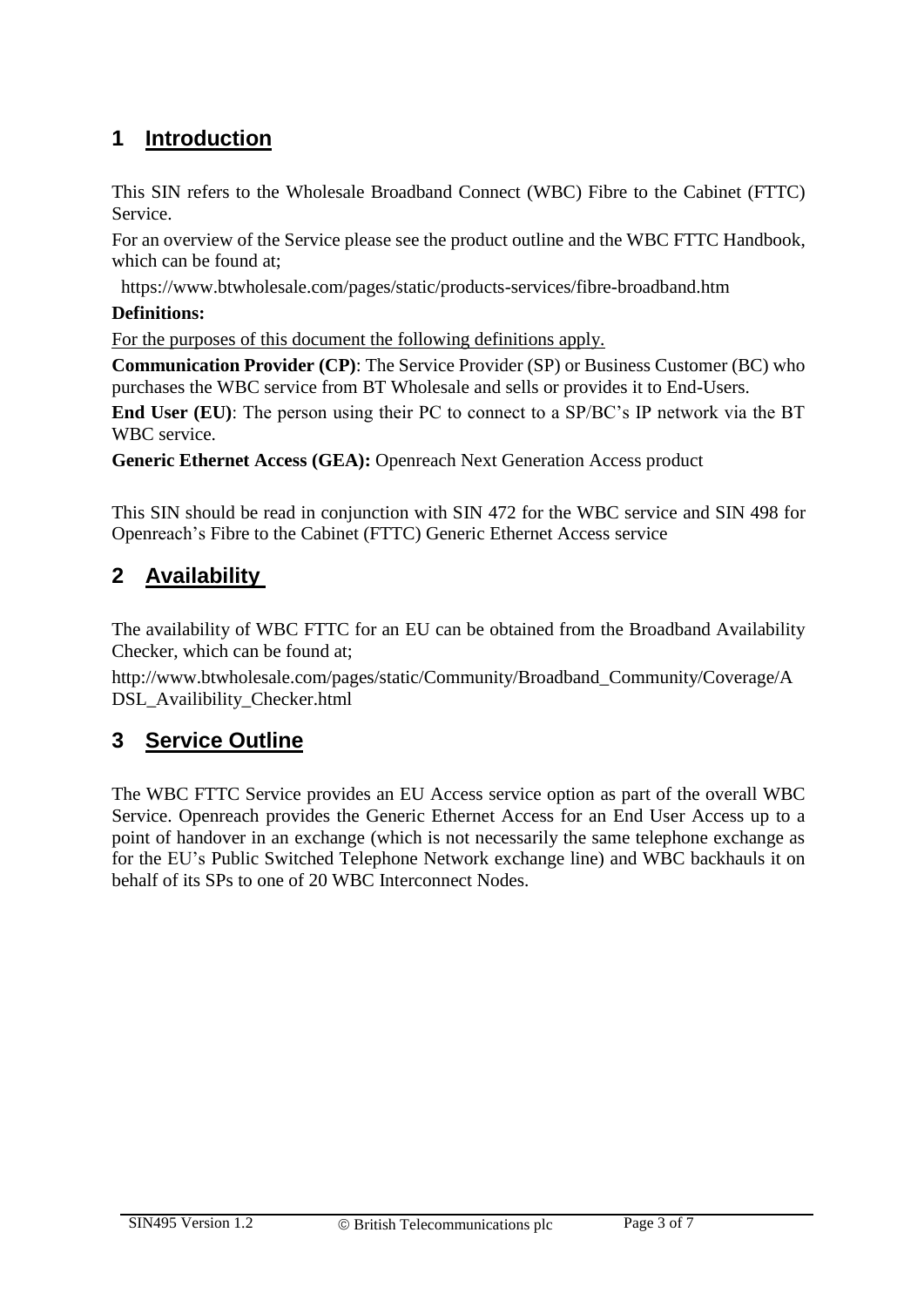# 1 Introduction

This SIN refers to the Wholesale Broadband Connect (WBC) Fibre to the Cabinet (FTTC) Service.

For an overview of the Service please see the product outline and the WBC FTTC Handbook, which can be found at;

https://www.btwholesale.com/pages/static/products-services/fibre-broadband.htm

**Definitions:**

For the purposes of this document the following definitions apply.

**Communication Provider (CP)**: The Service Provider (SP) or Business Customer (BC) who purchases the WBC service from BT Wholesale and sells or provides it to End-Users.

**End User (EU)**: The person using their PC to connect to a SP/BC's IP network via the BT WBC service.

**Generic Ethernet Access (GEA):** Openreach Next Generation Access product

This SIN should be read in conjunction with SIN 472 for the WBC service and SIN 498 for Openreach's Fibre to the Cabinet (FTTC) Generic Ethernet Access service

# 2 Availability

The availability of WBC FTTC for an EU can be obtained from the Broadband Availability Checker, which can be found at;

http://www.btwholesale.com/pages/static/Community/Broadband_Community/Coverage/ADSL_Availibility_Checker.html

# 3 Service Outline

The WBC FTTC Service provides an EU Access service option as part of the overall WBC Service. Openreach provides the Generic Ethernet Access for an End User Access up to a point of handover in an exchange (which is not necessarily the same telephone exchange as for the EU's Public Switched Telephone Network exchange line) and WBC backhauls it on behalf of its SPs to one of 20 WBC Interconnect Nodes.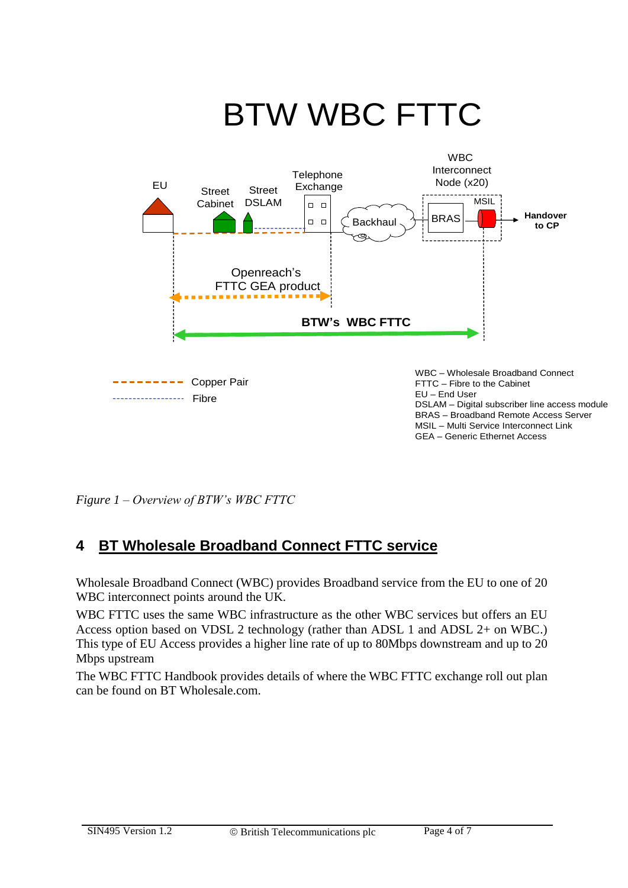# BTW WBC FTTC

EU

Street Cabinet

Street DSLAM

Telephone Exchange

Backhaul

WBC Interconnect Node (x20)

MSIL

BRAS

**Handover to CP**

Openreach's FTTC GEA product

**BTW's WBC FTTC**

Copper Pair

Fibre

WBC – Wholesale Broadband Connect
FTTC – Fibre to the Cabinet
EU – End User
DSLAM – Digital subscriber line access module
BRAS – Broadband Remote Access Server
MSIL – Multi Service Interconnect Link
GEA – Generic Ethernet Access

*Figure 1 – Overview of BTW's WBC FTTC*

## 4 BT Wholesale Broadband Connect FTTC service

Wholesale Broadband Connect (WBC) provides Broadband service from the EU to one of 20 WBC interconnect points around the UK.

WBC FTTC uses the same WBC infrastructure as the other WBC services but offers an EU Access option based on VDSL 2 technology (rather than ADSL 1 and ADSL 2+ on WBC.) This type of EU Access provides a higher line rate of up to 80Mbps downstream and up to 20 Mbps upstream

The WBC FTTC Handbook provides details of where the WBC FTTC exchange roll out plan can be found on BT Wholesale.com.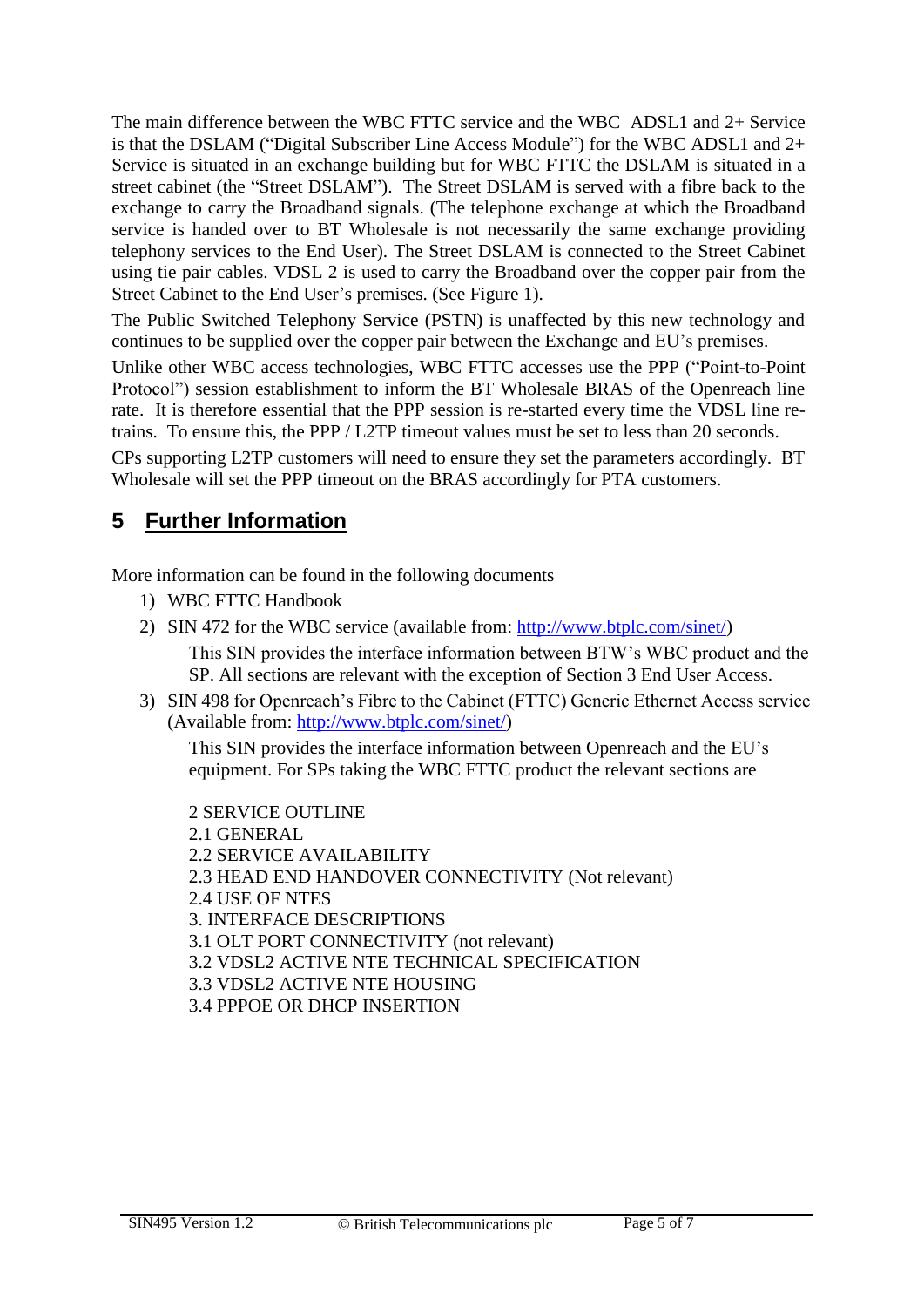The main difference between the WBC FTTC service and the WBC ADSL1 and 2+ Service is that the DSLAM ("Digital Subscriber Line Access Module") for the WBC ADSL1 and 2+ Service is situated in an exchange building but for WBC FTTC the DSLAM is situated in a street cabinet (the "Street DSLAM"). The Street DSLAM is served with a fibre back to the exchange to carry the Broadband signals. (The telephone exchange at which the Broadband service is handed over to BT Wholesale is not necessarily the same exchange providing telephony services to the End User). The Street DSLAM is connected to the Street Cabinet using tie pair cables. VDSL 2 is used to carry the Broadband over the copper pair from the Street Cabinet to the End User's premises. (See Figure 1).

The Public Switched Telephony Service (PSTN) is unaffected by this new technology and continues to be supplied over the copper pair between the Exchange and EU's premises.

Unlike other WBC access technologies, WBC FTTC accesses use the PPP ("Point-to-Point Protocol") session establishment to inform the BT Wholesale BRAS of the Openreach line rate. It is therefore essential that the PPP session is re-started every time the VDSL line re-trains. To ensure this, the PPP / L2TP timeout values must be set to less than 20 seconds.

CPs supporting L2TP customers will need to ensure they set the parameters accordingly. BT Wholesale will set the PPP timeout on the BRAS accordingly for PTA customers.

# 5 Further Information

More information can be found in the following documents

1) WBC FTTC Handbook
2) SIN 472 for the WBC service (available from: http://www.btplc.com/sinet/)

   This SIN provides the interface information between BTW's WBC product and the SP. All sections are relevant with the exception of Section 3 End User Access.
3) SIN 498 for Openreach's Fibre to the Cabinet (FTTC) Generic Ethernet Access service (Available from: http://www.btplc.com/sinet/)

   This SIN provides the interface information between Openreach and the EU's equipment. For SPs taking the WBC FTTC product the relevant sections are

   2 SERVICE OUTLINE
   2.1 GENERAL
   2.2 SERVICE AVAILABILITY
   2.3 HEAD END HANDOVER CONNECTIVITY (Not relevant)
   2.4 USE OF NTES
   3. INTERFACE DESCRIPTIONS
   3.1 OLT PORT CONNECTIVITY (not relevant)
   3.2 VDSL2 ACTIVE NTE TECHNICAL SPECIFICATION
   3.3 VDSL2 ACTIVE NTE HOUSING
   3.4 PPPOE OR DHCP INSERTION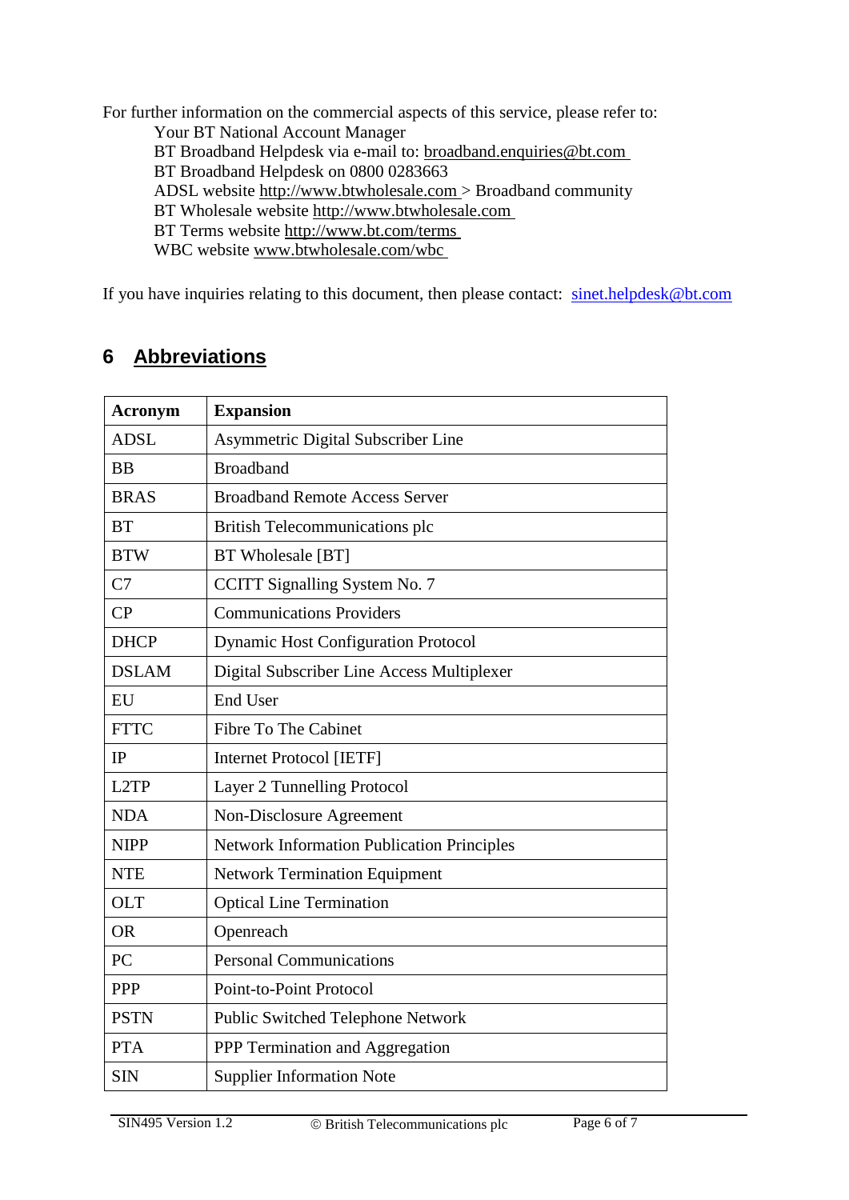For further information on the commercial aspects of this service, please refer to:

Your BT National Account Manager
BT Broadband Helpdesk via e-mail to: broadband.enquiries@bt.com
BT Broadband Helpdesk on 0800 0283663
ADSL website http://www.btwholesale.com > Broadband community
BT Wholesale website http://www.btwholesale.com
BT Terms website http://www.bt.com/terms
WBC website www.btwholesale.com/wbc

If you have inquiries relating to this document, then please contact: sinet.helpdesk@bt.com

## 6 Abbreviations

| Acronym | Expansion |
|---|---|
| ADSL | Asymmetric Digital Subscriber Line |
| BB | Broadband |
| BRAS | Broadband Remote Access Server |
| BT | British Telecommunications plc |
| BTW | BT Wholesale [BT] |
| C7 | CCITT Signalling System No. 7 |
| CP | Communications Providers |
| DHCP | Dynamic Host Configuration Protocol |
| DSLAM | Digital Subscriber Line Access Multiplexer |
| EU | End User |
| FTTC | Fibre To The Cabinet |
| IP | Internet Protocol [IETF] |
| L2TP | Layer 2 Tunnelling Protocol |
| NDA | Non-Disclosure Agreement |
| NIPP | Network Information Publication Principles |
| NTE | Network Termination Equipment |
| OLT | Optical Line Termination |
| OR | Openreach |
| PC | Personal Communications |
| PPP | Point-to-Point Protocol |
| PSTN | Public Switched Telephone Network |
| PTA | PPP Termination and Aggregation |
| SIN | Supplier Information Note |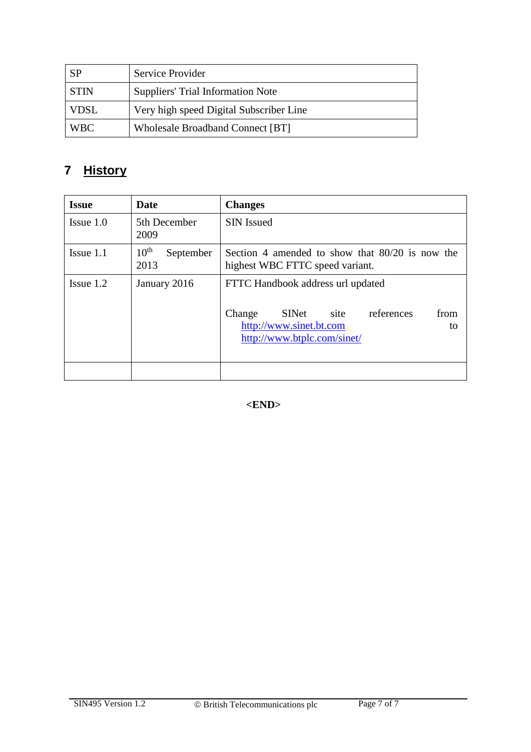| | |
|---|---|
| SP | Service Provider |
| STIN | Suppliers' Trial Information Note |
| VDSL | Very high speed Digital Subscriber Line |
| WBC | Wholesale Broadband Connect [BT] |

# 7 History

| Issue | Date | Changes |
|---|---|---|
| Issue 1.0 | 5th December 2009 | SIN Issued |
| Issue 1.1 | 10th September 2013 | Section 4 amended to show that 80/20 is now the highest WBC FTTC speed variant. |
| Issue 1.2 | January 2016 | FTTC Handbook address url updated<br><br>Change SINet site references from http://www.sinet.bt.com to http://www.btplc.com/sinet/ |
| | | |

**<END>**